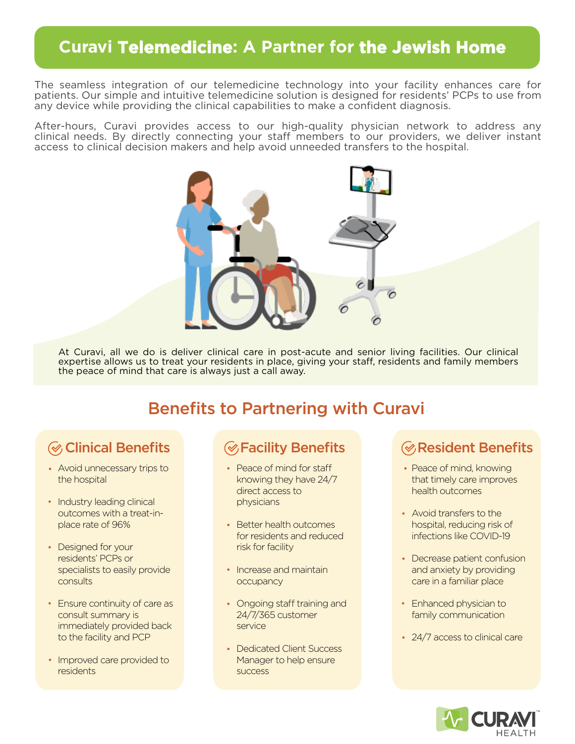# Curavi Telemedicine: A Partner for the Jewish Home

The seamless integration of our telemedicine technology into your facility enhances care for patients. Our simple and intuitive telemedicine solution is designed for residents' PCPs to use from any device while providing the clinical capabilities to make a confident diagnosis.

After-hours, Curavi provides access to our high-quality physician network to address any clinical needs. By directly connecting your staff members to our providers, we deliver instant access to clinical decision makers and help avoid unneeded transfers to the hospital.

At Curavi, all we do is deliver clinical care in post-acute and senior living facilities. Our clinical expertise allows us to treat your residents in place, giving your staff, residents and family members the peace of mind that care is always just a call away.

## Benefits to Partnering with Curavi

### Clinical Benefits

- Avoid unnecessary trips to the hospital
- Industry leading clinical outcomes with a treat-in-place rate of 96%
- Designed for your residents' PCPs or specialists to easily provide consults
- Ensure continuity of care as consult summary is immediately provided back to the facility and PCP
- Improved care provided to residents

### Facility Benefits

- Peace of mind for staff knowing they have 24/7 direct access to physicians
- Better health outcomes for residents and reduced risk for facility
- Increase and maintain occupancy
- Ongoing staff training and 24/7/365 customer service
- Dedicated Client Success Manager to help ensure success

### Resident Benefits

- Peace of mind, knowing that timely care improves health outcomes
- Avoid transfers to the hospital, reducing risk of infections like COVID-19
- Decrease patient confusion and anxiety by providing care in a familiar place
- Enhanced physician to family communication
- 24/7 access to clinical care

CURAVI HEALTH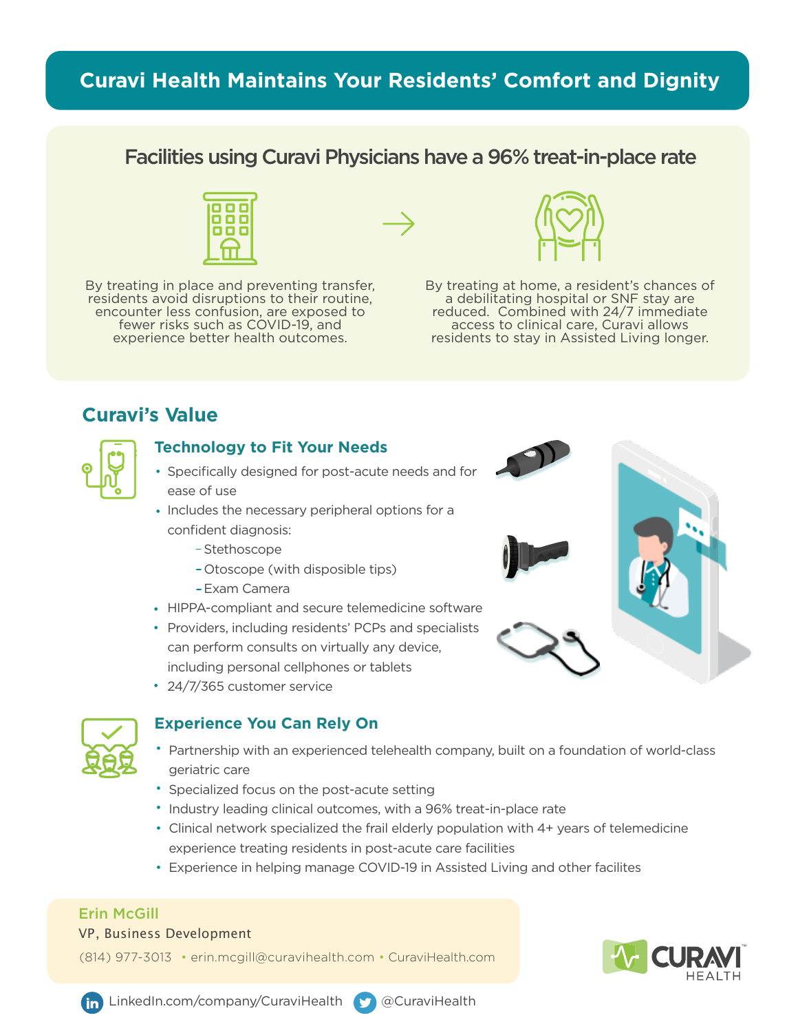# Curavi Health Maintains Your Residents' Comfort and Dignity

## Facilities using Curavi Physicians have a 96% treat-in-place rate

By treating in place and preventing transfer, residents avoid disruptions to their routine, encounter less confusion, are exposed to fewer risks such as COVID-19, and experience better health outcomes.

By treating at home, a resident's chances of a debilitating hospital or SNF stay are reduced. Combined with 24/7 immediate access to clinical care, Curavi allows residents to stay in Assisted Living longer.

## Curavi's Value

### Technology to Fit Your Needs

- Specifically designed for post-acute needs and for ease of use
- Includes the necessary peripheral options for a confident diagnosis:
  - Stethoscope
  - Otoscope (with disposible tips)
  - Exam Camera
- HIPPA-compliant and secure telemedicine software
- Providers, including residents' PCPs and specialists can perform consults on virtually any device, including personal cellphones or tablets
- 24/7/365 customer service

### Experience You Can Rely On

- Partnership with an experienced telehealth company, built on a foundation of world-class geriatric care
- Specialized focus on the post-acute setting
- Industry leading clinical outcomes, with a 96% treat-in-place rate
- Clinical network specialized the frail elderly population with 4+ years of telemedicine experience treating residents in post-acute care facilities
- Experience in helping manage COVID-19 in Assisted Living and other facilites

**Erin McGill**
VP, Business Development
(814) 977-3013 • erin.mcgill@curavihealth.com • CuraviHealth.com

CURAVI™ HEALTH

LinkedIn.com/company/CuraviHealth @CuraviHealth